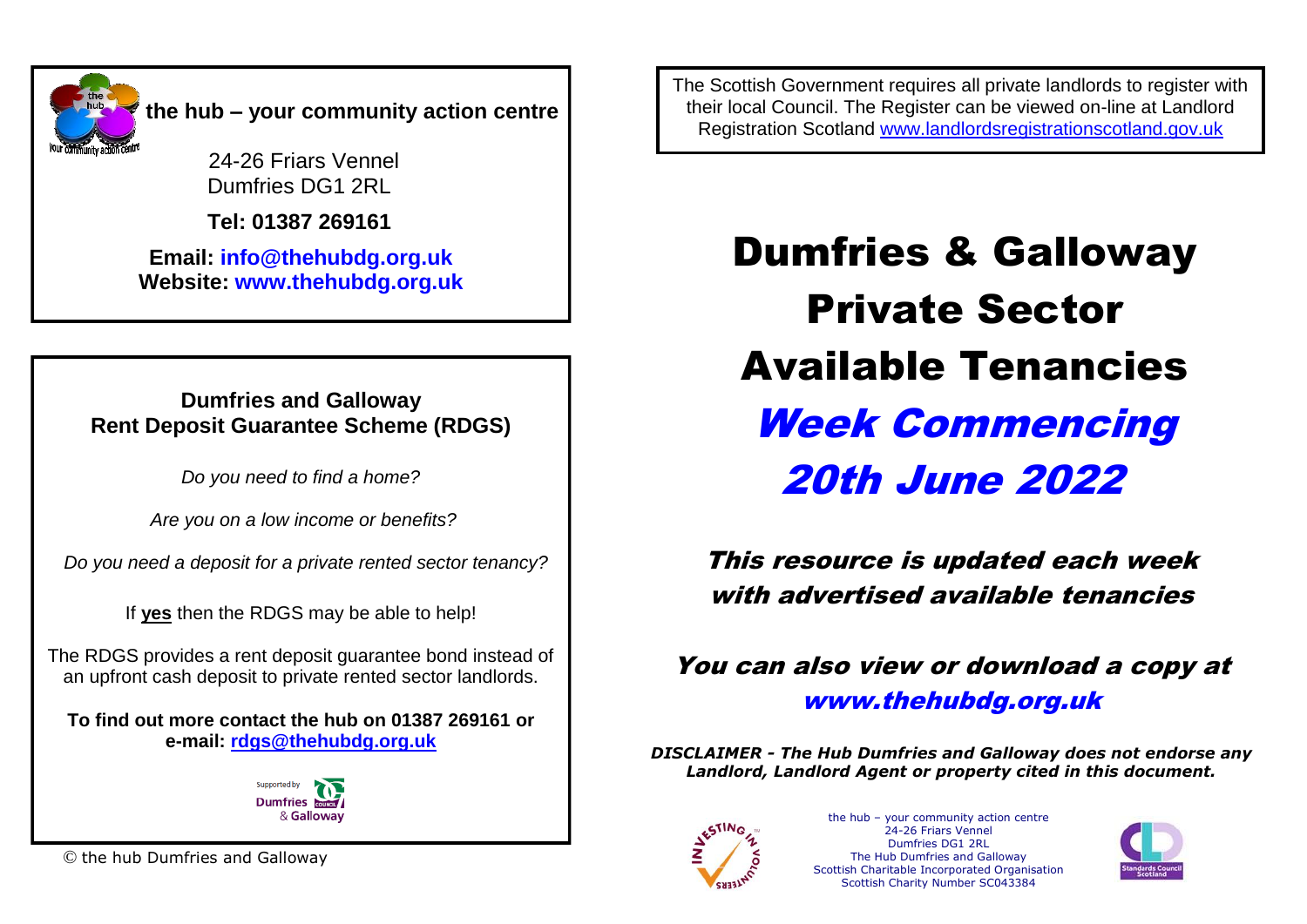**the hub – your community action centre**

24-26 Friars Vennel
Dumfries DG1 2RL

**Tel: 01387 269161**

**Email: info@thehubdg.org.uk**
**Website: www.thehubdg.org.uk**

**Dumfries and Galloway**
**Rent Deposit Guarantee Scheme (RDGS)**

*Do you need to find a home?*

*Are you on a low income or benefits?*

*Do you need a deposit for a private rented sector tenancy?*

If **yes** then the RDGS may be able to help!

The RDGS provides a rent deposit guarantee bond instead of an upfront cash deposit to private rented sector landlords.

**To find out more contact the hub on 01387 269161 or e-mail: rdgs@thehubdg.org.uk**

Supported by Dumfries & Galloway Council

© the hub Dumfries and Galloway

The Scottish Government requires all private landlords to register with their local Council. The Register can be viewed on-line at Landlord Registration Scotland www.landlordsregistrationscotland.gov.uk

# Dumfries & Galloway Private Sector Available Tenancies

## *Week Commencing 20th June 2022*

***This resource is updated each week with advertised available tenancies***

***You can also view or download a copy at www.thehubdg.org.uk***

***DISCLAIMER - The Hub Dumfries and Galloway does not endorse any Landlord, Landlord Agent or property cited in this document.***

the hub – your community action centre
24-26 Friars Vennel
Dumfries DG1 2RL
The Hub Dumfries and Galloway
Scottish Charitable Incorporated Organisation
Scottish Charity Number SC043384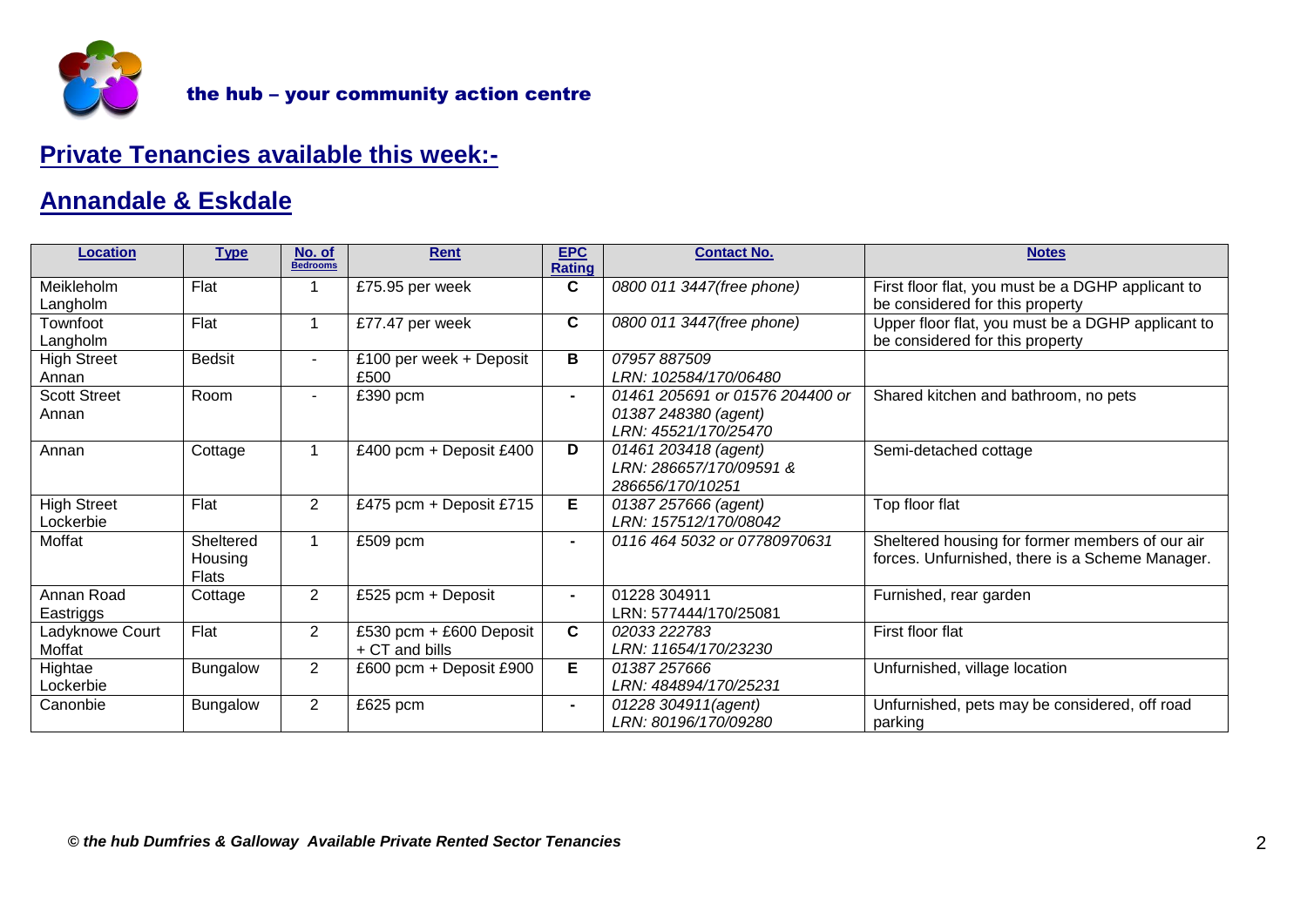the hub – your community action centre

## Private Tenancies available this week:-

## Annandale & Eskdale

| Location | Type | No. of Bedrooms | Rent | EPC Rating | Contact No. | Notes |
|---|---|---|---|---|---|---|
| Meikleholm Langholm | Flat | 1 | £75.95 per week | C | *0800 011 3447(free phone)* | First floor flat, you must be a DGHP applicant to be considered for this property |
| Townfoot Langholm | Flat | 1 | £77.47 per week | C | *0800 011 3447(free phone)* | Upper floor flat, you must be a DGHP applicant to be considered for this property |
| High Street Annan | Bedsit | - | £100 per week + Deposit £500 | B | *07957 887509 LRN: 102584/170/06480* | |
| Scott Street Annan | Room | - | £390 pcm | - | *01461 205691 or 01576 204400 or 01387 248380 (agent) LRN: 45521/170/25470* | Shared kitchen and bathroom, no pets |
| Annan | Cottage | 1 | £400 pcm + Deposit £400 | D | *01461 203418 (agent) LRN: 286657/170/09591 & 286656/170/10251* | Semi-detached cottage |
| High Street Lockerbie | Flat | 2 | £475 pcm + Deposit £715 | E | *01387 257666 (agent) LRN: 157512/170/08042* | Top floor flat |
| Moffat | Sheltered Housing Flats | 1 | £509 pcm | - | *0116 464 5032 or 07780970631* | Sheltered housing for former members of our air forces. Unfurnished, there is a Scheme Manager. |
| Annan Road Eastriggs | Cottage | 2 | £525 pcm + Deposit | - | 01228 304911 LRN: 577444/170/25081 | Furnished, rear garden |
| Ladyknowe Court Moffat | Flat | 2 | £530 pcm + £600 Deposit + CT and bills | C | *02033 222783 LRN: 11654/170/23230* | First floor flat |
| Hightae Lockerbie | Bungalow | 2 | £600 pcm + Deposit £900 | E | *01387 257666 LRN: 484894/170/25231* | Unfurnished, village location |
| Canonbie | Bungalow | 2 | £625 pcm | - | *01228 304911(agent) LRN: 80196/170/09280* | Unfurnished, pets may be considered, off road parking |

***© the hub Dumfries & Galloway Available Private Rented Sector Tenancies***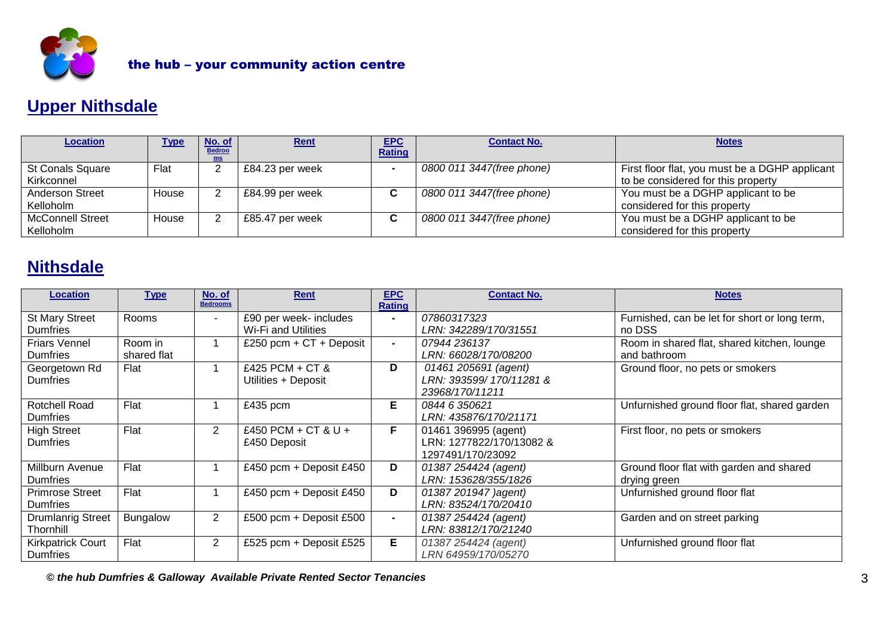the hub – your community action centre

## Upper Nithsdale

| Location | Type | No. of Bedrooms | Rent | EPC Rating | Contact No. | Notes |
|---|---|---|---|---|---|---|
| St Conals Square Kirkconnel | Flat | 2 | £84.23 per week | - | 0800 011 3447(free phone) | First floor flat, you must be a DGHP applicant to be considered for this property |
| Anderson Street Kelloholm | House | 2 | £84.99 per week | C | 0800 011 3447(free phone) | You must be a DGHP applicant to be considered for this property |
| McConnell Street Kelloholm | House | 2 | £85.47 per week | C | 0800 011 3447(free phone) | You must be a DGHP applicant to be considered for this property |

## Nithsdale

| Location | Type | No. of Bedrooms | Rent | EPC Rating | Contact No. | Notes |
|---|---|---|---|---|---|---|
| St Mary Street Dumfries | Rooms | - | £90 per week- includes Wi-Fi and Utilities | - | 07860317323 LRN: 342289/170/31551 | Furnished, can be let for short or long term, no DSS |
| Friars Vennel Dumfries | Room in shared flat | 1 | £250 pcm + CT + Deposit | - | 07944 236137 LRN: 66028/170/08200 | Room in shared flat, shared kitchen, lounge and bathroom |
| Georgetown Rd Dumfries | Flat | 1 | £425 PCM + CT & Utilities + Deposit | D | 01461 205691 (agent) LRN: 393599/ 170/11281 & 23968/170/11211 | Ground floor, no pets or smokers |
| Rotchell Road Dumfries | Flat | 1 | £435 pcm | E | 0844 6 350621 LRN: 435876/170/21171 | Unfurnished ground floor flat, shared garden |
| High Street Dumfries | Flat | 2 | £450 PCM + CT & U + £450 Deposit | F | 01461 396995 (agent) LRN: 1277822/170/13082 & 1297491/170/23092 | First floor, no pets or smokers |
| Millburn Avenue Dumfries | Flat | 1 | £450 pcm + Deposit £450 | D | 01387 254424 (agent) LRN: 153628/355/1826 | Ground floor flat with garden and shared drying green |
| Primrose Street Dumfries | Flat | 1 | £450 pcm + Deposit £450 | D | 01387 201947 )agent) LRN: 83524/170/20410 | Unfurnished ground floor flat |
| Drumlanrig Street Thornhill | Bungalow | 2 | £500 pcm + Deposit £500 | - | 01387 254424 (agent) LRN: 83812/170/21240 | Garden and on street parking |
| Kirkpatrick Court Dumfries | Flat | 2 | £525 pcm + Deposit £525 | E | 01387 254424 (agent) LRN 64959/170/05270 | Unfurnished ground floor flat |

*© the hub Dumfries & Galloway Available Private Rented Sector Tenancies*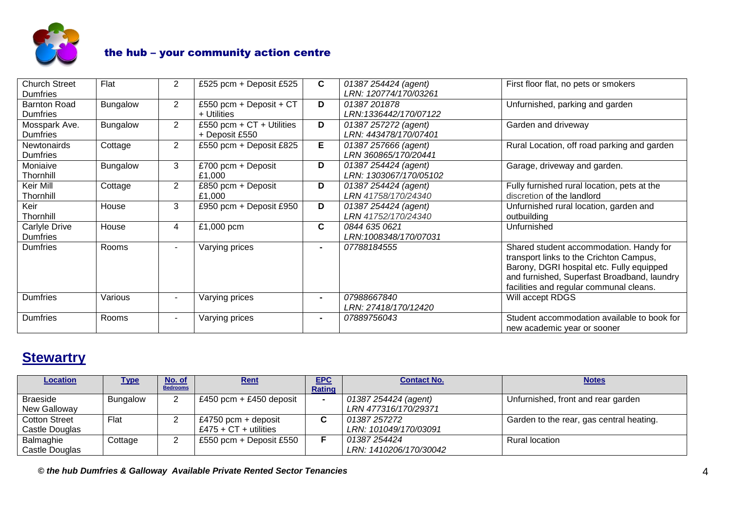| | | | | | | |
|---|---|---|---|---|---|---|
| Church Street Dumfries | Flat | 2 | £525 pcm + Deposit £525 | **C** | *01387 254424 (agent) LRN: 120774/170/03261* | First floor flat, no pets or smokers |
| Barnton Road Dumfries | Bungalow | 2 | £550 pcm + Deposit + CT + Utilities | **D** | *01387 201878 LRN:1336442/170/07122* | Unfurnished, parking and garden |
| Mosspark Ave. Dumfries | Bungalow | 2 | £550 pcm + CT + Utilities + Deposit £550 | **D** | *01387 257272 (agent) LRN: 443478/170/07401* | Garden and driveway |
| Newtonairds Dumfries | Cottage | 2 | £550 pcm + Deposit £825 | **E** | *01387 257666 (agent) LRN 360865/170/20441* | Rural Location, off road parking and garden |
| Moniaive Thornhill | Bungalow | 3 | £700 pcm + Deposit £1,000 | **D** | *01387 254424 (agent) LRN: 1303067/170/05102* | Garage, driveway and garden. |
| Keir Mill Thornhill | Cottage | 2 | £850 pcm + Deposit £1,000 | **D** | *01387 254424 (agent) LRN 41758/170/24340* | Fully furnished rural location, pets at the discretion of the landlord |
| Keir Thornhill | House | 3 | £950 pcm + Deposit £950 | **D** | *01387 254424 (agent) LRN 41752/170/24340* | Unfurnished rural location, garden and outbuilding |
| Carlyle Drive Dumfries | House | 4 | £1,000 pcm | **C** | *0844 635 0621 LRN:1008348/170/07031* | Unfurnished |
| Dumfries | Rooms | - | Varying prices | - | *07788184555* | Shared student accommodation. Handy for transport links to the Crichton Campus, Barony, DGRI hospital etc. Fully equipped and furnished, Superfast Broadband, laundry facilities and regular communal cleans. |
| Dumfries | Various | - | Varying prices | - | *07988667840 LRN: 27418/170/12420* | Will accept RDGS |
| Dumfries | Rooms | - | Varying prices | - | *07889756043* | Student accommodation available to book for new academic year or sooner |

## Stewartry

| Location | Type | No. of Bedrooms | Rent | EPC Rating | Contact No. | Notes |
|---|---|---|---|---|---|---|
| Braeside New Galloway | Bungalow | 2 | £450 pcm + £450 deposit | - | *01387 254424 (agent) LRN 477316/170/29371* | Unfurnished, front and rear garden |
| Cotton Street Castle Douglas | Flat | 2 | £4750 pcm + deposit £475 + CT + utilities | **C** | *01387 257272 LRN: 101049/170/03091* | Garden to the rear, gas central heating. |
| Balmaghie Castle Douglas | Cottage | 2 | £550 pcm + Deposit £550 | **F** | *01387 254424 LRN: 1410206/170/30042* | Rural location |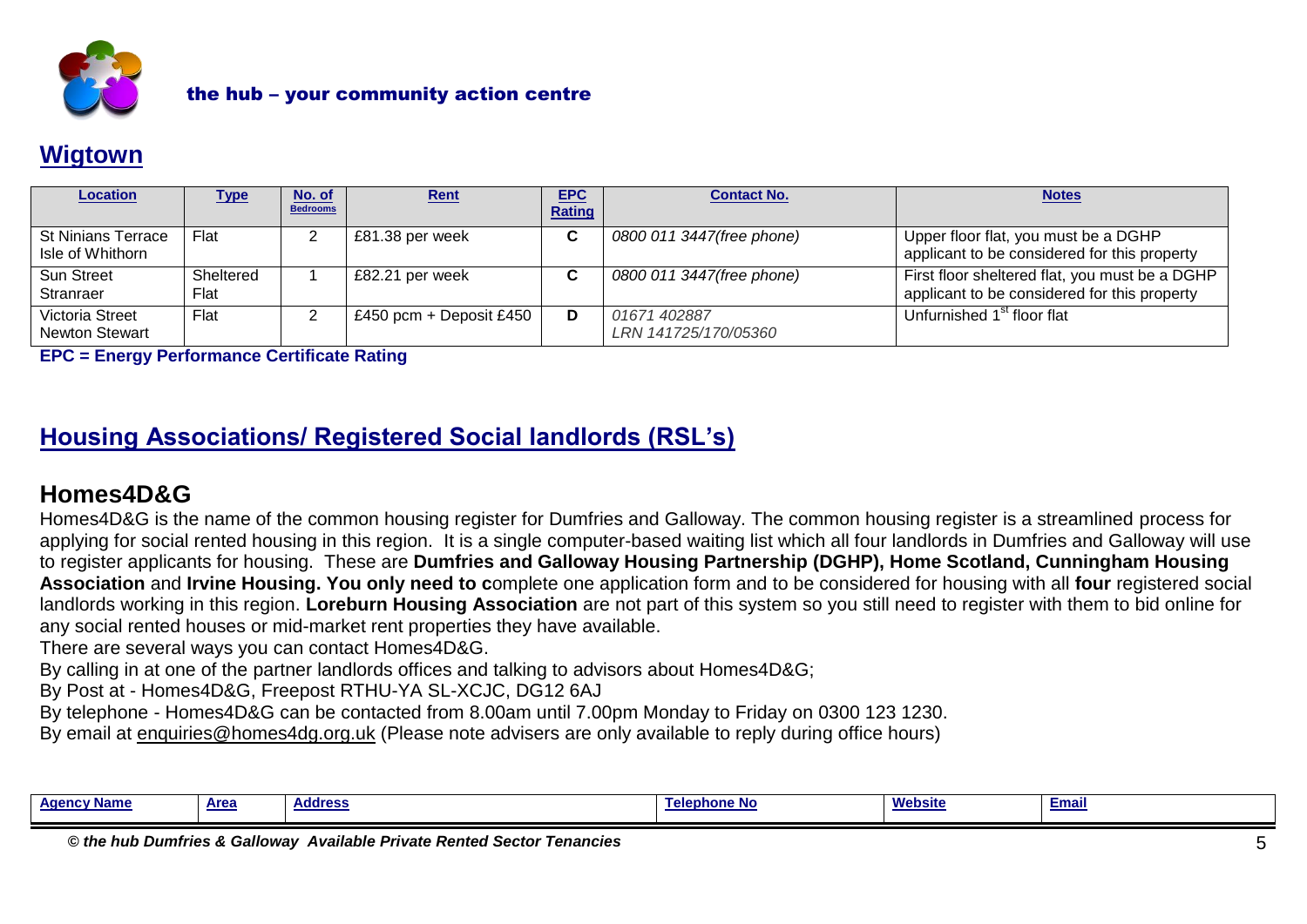the hub – your community action centre

## Wigtown

| Location | Type | No. of Bedrooms | Rent | EPC Rating | Contact No. | Notes |
|---|---|---|---|---|---|---|
| St Ninians Terrace Isle of Whithorn | Flat | 2 | £81.38 per week | C | *0800 011 3447(free phone)* | Upper floor flat, you must be a DGHP applicant to be considered for this property |
| Sun Street Stranraer | Sheltered Flat | 1 | £82.21 per week | C | *0800 011 3447(free phone)* | First floor sheltered flat, you must be a DGHP applicant to be considered for this property |
| Victoria Street Newton Stewart | Flat | 2 | £450 pcm + Deposit £450 | D | *01671 402887 LRN 141725/170/05360* | Unfurnished 1st floor flat |

**EPC = Energy Performance Certificate Rating**

## Housing Associations/ Registered Social landlords (RSL's)

### Homes4D&G

Homes4D&G is the name of the common housing register for Dumfries and Galloway. The common housing register is a streamlined process for applying for social rented housing in this region. It is a single computer-based waiting list which all four landlords in Dumfries and Galloway will use to register applicants for housing. These are **Dumfries and Galloway Housing Partnership (DGHP), Home Scotland, Cunningham Housing Association** and **Irvine Housing. You only need to c**omplete one application form and to be considered for housing with all **four** registered social landlords working in this region. **Loreburn Housing Association** are not part of this system so you still need to register with them to bid online for any social rented houses or mid-market rent properties they have available.

There are several ways you can contact Homes4D&G.

By calling in at one of the partner landlords offices and talking to advisors about Homes4D&G;

By Post at - Homes4D&G, Freepost RTHU-YA SL-XCJC, DG12 6AJ

By telephone - Homes4D&G can be contacted from 8.00am until 7.00pm Monday to Friday on 0300 123 1230.

By email at enquiries@homes4dg.org.uk (Please note advisers are only available to reply during office hours)

| Agency Name | Area | Address | Telephone No | Website | Email |
|---|---|---|---|---|---|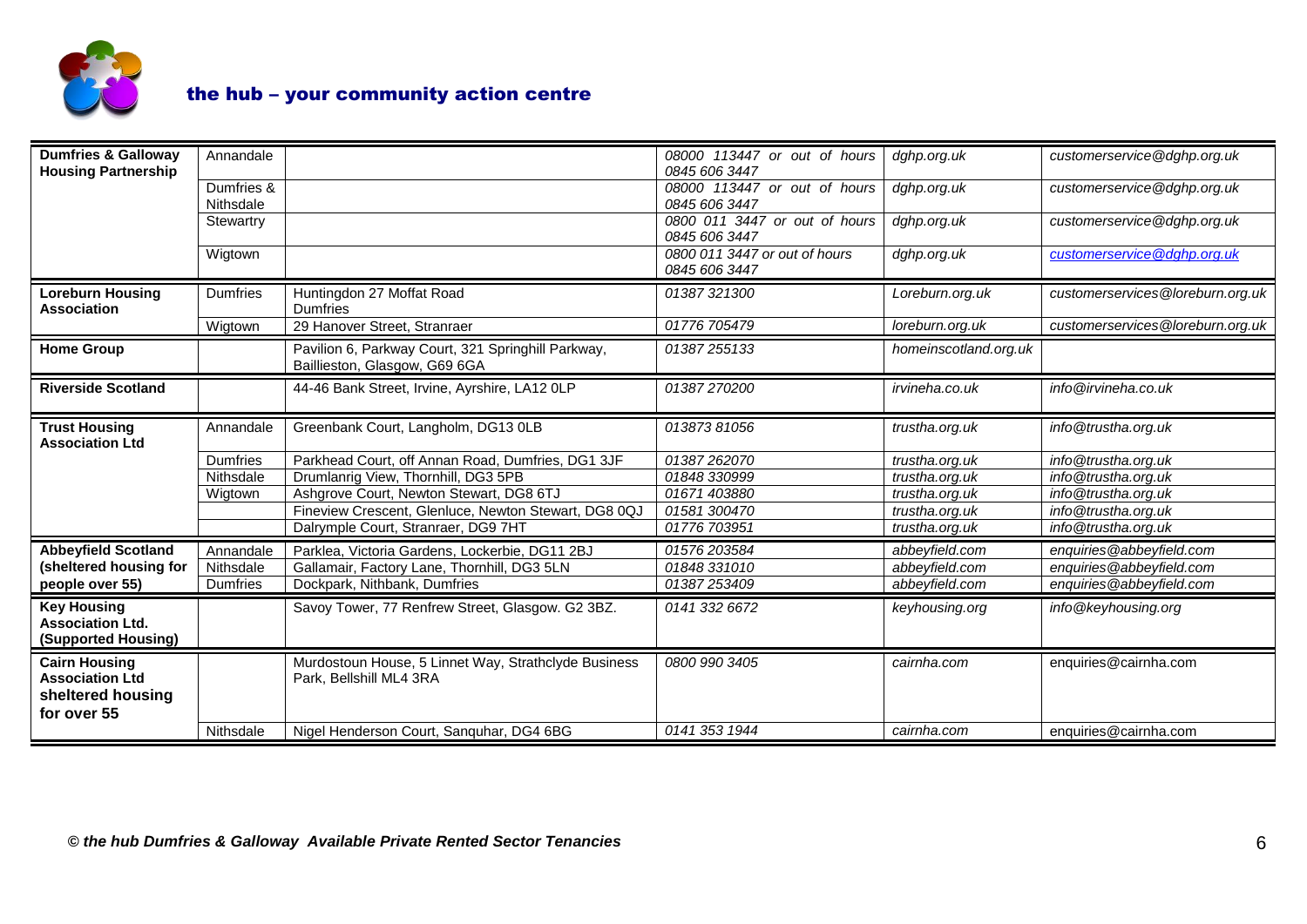## the hub – your community action centre

| | | | | | |
|---|---|---|---|---|---|
| **Dumfries & Galloway Housing Partnership** | Annandale | | *08000 113447 or out of hours 0845 606 3447* | *dghp.org.uk* | *customerservice@dghp.org.uk* |
| | Dumfries & Nithsdale | | *08000 113447 or out of hours 0845 606 3447* | *dghp.org.uk* | *customerservice@dghp.org.uk* |
| | Stewartry | | *0800 011 3447 or out of hours 0845 606 3447* | *dghp.org.uk* | *customerservice@dghp.org.uk* |
| | Wigtown | | *0800 011 3447 or out of hours 0845 606 3447* | *dghp.org.uk* | *customerservice@dghp.org.uk* |
| **Loreburn Housing Association** | Dumfries | Huntingdon 27 Moffat Road Dumfries | *01387 321300* | *Loreburn.org.uk* | *customerservices@loreburn.org.uk* |
| | Wigtown | 29 Hanover Street, Stranraer | *01776 705479* | *loreburn.org.uk* | *customerservices@loreburn.org.uk* |
| **Home Group** | | Pavilion 6, Parkway Court, 321 Springhill Parkway, Baillieston, Glasgow, G69 6GA | *01387 255133* | *homeinscotland.org.uk* | |
| **Riverside Scotland** | | 44-46 Bank Street, Irvine, Ayrshire, LA12 0LP | *01387 270200* | *irvineha.co.uk* | *info@irvineha.co.uk* |
| **Trust Housing Association Ltd** | Annandale | Greenbank Court, Langholm, DG13 0LB | *013873 81056* | *trustha.org.uk* | *info@trustha.org.uk* |
| | Dumfries | Parkhead Court, off Annan Road, Dumfries, DG1 3JF | *01387 262070* | *trustha.org.uk* | *info@trustha.org.uk* |
| | Nithsdale | Drumlanrig View, Thornhill, DG3 5PB | *01848 330999* | *trustha.org.uk* | *info@trustha.org.uk* |
| | Wigtown | Ashgrove Court, Newton Stewart, DG8 6TJ | *01671 403880* | *trustha.org.uk* | *info@trustha.org.uk* |
| | | Fineview Crescent, Glenluce, Newton Stewart, DG8 0QJ | *01581 300470* | *trustha.org.uk* | *info@trustha.org.uk* |
| | | Dalrymple Court, Stranraer, DG9 7HT | *01776 703951* | *trustha.org.uk* | *info@trustha.org.uk* |
| **Abbeyfield Scotland (sheltered housing for people over 55)** | Annandale | Parklea, Victoria Gardens, Lockerbie, DG11 2BJ | *01576 203584* | *abbeyfield.com* | *enquiries@abbeyfield.com* |
| | Nithsdale | Gallamair, Factory Lane, Thornhill, DG3 5LN | *01848 331010* | *abbeyfield.com* | *enquiries@abbeyfield.com* |
| | Dumfries | Dockpark, Nithbank, Dumfries | *01387 253409* | *abbeyfield.com* | *enquiries@abbeyfield.com* |
| **Key Housing Association Ltd. (Supported Housing)** | | Savoy Tower, 77 Renfrew Street, Glasgow. G2 3BZ. | *0141 332 6672* | *keyhousing.org* | *info@keyhousing.org* |
| **Cairn Housing Association Ltd sheltered housing for over 55** | | Murdostoun House, 5 Linnet Way, Strathclyde Business Park, Bellshill ML4 3RA | *0800 990 3405* | *cairnha.com* | enquiries@cairnha.com |
| | Nithsdale | Nigel Henderson Court, Sanquhar, DG4 6BG | *0141 353 1944* | *cairnha.com* | enquiries@cairnha.com |

***© the hub Dumfries & Galloway Available Private Rented Sector Tenancies***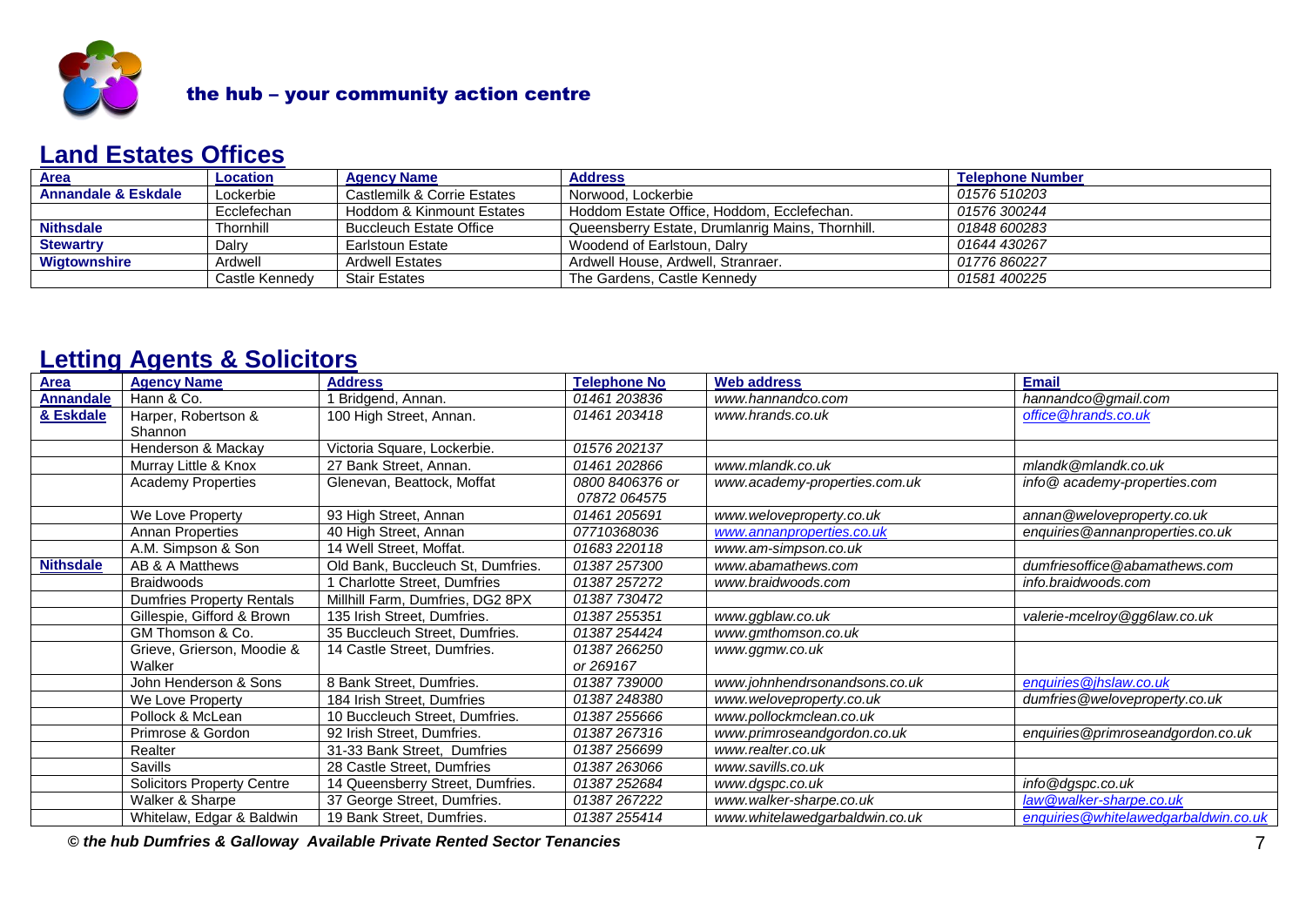the hub – your community action centre

## Land Estates Offices

| Area | Location | Agency Name | Address | Telephone Number |
|---|---|---|---|---|
| **Annandale & Eskdale** | Lockerbie | Castlemilk & Corrie Estates | Norwood, Lockerbie | 01576 510203 |
| | Ecclefechan | Hoddom & Kinmount Estates | Hoddom Estate Office, Hoddom, Ecclefechan. | 01576 300244 |
| **Nithsdale** | Thornhill | Buccleuch Estate Office | Queensberry Estate, Drumlanrig Mains, Thornhill. | 01848 600283 |
| **Stewartry** | Dalry | Earlstoun Estate | Woodend of Earlstoun, Dalry | 01644 430267 |
| **Wigtownshire** | Ardwell | Ardwell Estates | Ardwell House, Ardwell, Stranraer. | 01776 860227 |
| | Castle Kennedy | Stair Estates | The Gardens, Castle Kennedy | 01581 400225 |

## Letting Agents & Solicitors

| Area | Agency Name | Address | Telephone No | Web address | Email |
|---|---|---|---|---|---|
| **Annandale & Eskdale** | Hann & Co. | 1 Bridgend, Annan. | 01461 203836 | www.hannandco.com | hannandco@gmail.com |
| | Harper, Robertson & Shannon | 100 High Street, Annan. | 01461 203418 | www.hrands.co.uk | office@hrands.co.uk |
| | Henderson & Mackay | Victoria Square, Lockerbie. | 01576 202137 | | |
| | Murray Little & Knox | 27 Bank Street, Annan. | 01461 202866 | www.mlandk.co.uk | mlandk@mlandk.co.uk |
| | Academy Properties | Glenevan, Beattock, Moffat | 0800 8406376 or 07872 064575 | www.academy-properties.com.uk | info@ academy-properties.com |
| | We Love Property | 93 High Street, Annan | 01461 205691 | www.weloveproperty.co.uk | annan@weloveproperty.co.uk |
| | Annan Properties | 40 High Street, Annan | 07710368036 | www.annanproperties.co.uk | enquiries@annanproperties.co.uk |
| | A.M. Simpson & Son | 14 Well Street, Moffat. | 01683 220118 | www.am-simpson.co.uk | |
| **Nithsdale** | AB & A Matthews | Old Bank, Buccleuch St, Dumfries. | 01387 257300 | www.abamathews.com | dumfriesoffice@abamathews.com |
| | Braidwoods | 1 Charlotte Street, Dumfries | 01387 257272 | www.braidwoods.com | info.braidwoods.com |
| | Dumfries Property Rentals | Millhill Farm, Dumfries, DG2 8PX | 01387 730472 | | |
| | Gillespie, Gifford & Brown | 135 Irish Street, Dumfries. | 01387 255351 | www.ggblaw.co.uk | valerie-mcelroy@gg6law.co.uk |
| | GM Thomson & Co. | 35 Buccleuch Street, Dumfries. | 01387 254424 | www.gmthomson.co.uk | |
| | Grieve, Grierson, Moodie & Walker | 14 Castle Street, Dumfries. | 01387 266250 or 269167 | www.ggmw.co.uk | |
| | John Henderson & Sons | 8 Bank Street, Dumfries. | 01387 739000 | www.johnhendrsonandsons.co.uk | enquiries@jhslaw.co.uk |
| | We Love Property | 184 Irish Street, Dumfries | 01387 248380 | www.weloveproperty.co.uk | dumfries@weloveproperty.co.uk |
| | Pollock & McLean | 10 Buccleuch Street, Dumfries. | 01387 255666 | www.pollockmclean.co.uk | |
| | Primrose & Gordon | 92 Irish Street, Dumfries. | 01387 267316 | www.primroseandgordon.co.uk | enquiries@primroseandgordon.co.uk |
| | Realter | 31-33 Bank Street, Dumfries | 01387 256699 | www.realter.co.uk | |
| | Savills | 28 Castle Street, Dumfries | 01387 263066 | www.savills.co.uk | |
| | Solicitors Property Centre | 14 Queensberry Street, Dumfries. | 01387 252684 | www.dgspc.co.uk | info@dgspc.co.uk |
| | Walker & Sharpe | 37 George Street, Dumfries. | 01387 267222 | www.walker-sharpe.co.uk | law@walker-sharpe.co.uk |
| | Whitelaw, Edgar & Baldwin | 19 Bank Street, Dumfries. | 01387 255414 | www.whitelawedgarbaldwin.co.uk | enquiries@whitelawedgarbaldwin.co.uk |

*© the hub Dumfries & Galloway Available Private Rented Sector Tenancies*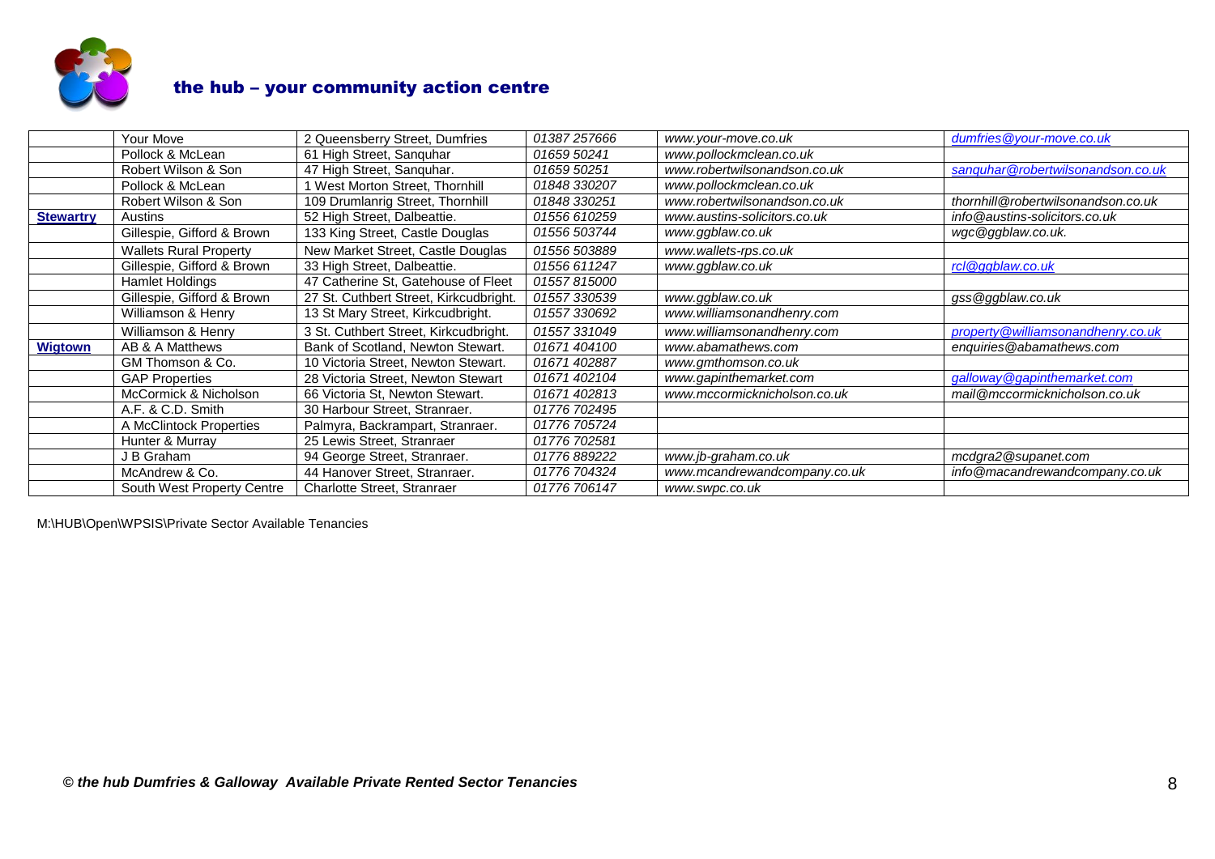## the hub – your community action centre

| | | | | | |
|---|---|---|---|---|---|
| | Your Move | 2 Queensberry Street, Dumfries | 01387 257666 | www.your-move.co.uk | dumfries@your-move.co.uk |
| | Pollock & McLean | 61 High Street, Sanquhar | 01659 50241 | www.pollockmclean.co.uk | |
| | Robert Wilson & Son | 47 High Street, Sanquhar. | 01659 50251 | www.robertwilsonandson.co.uk | sanquhar@robertwilsonandson.co.uk |
| | Pollock & McLean | 1 West Morton Street, Thornhill | 01848 330207 | www.pollockmclean.co.uk | |
| | Robert Wilson & Son | 109 Drumlanrig Street, Thornhill | 01848 330251 | www.robertwilsonandson.co.uk | thornhill@robertwilsonandson.co.uk |
| **Stewartry** | Austins | 52 High Street, Dalbeattie. | 01556 610259 | www.austins-solicitors.co.uk | info@austins-solicitors.co.uk |
| | Gillespie, Gifford & Brown | 133 King Street, Castle Douglas | 01556 503744 | www.ggblaw.co.uk | wgc@ggblaw.co.uk. |
| | Wallets Rural Property | New Market Street, Castle Douglas | 01556 503889 | www.wallets-rps.co.uk | |
| | Gillespie, Gifford & Brown | 33 High Street, Dalbeattie. | 01556 611247 | www.ggblaw.co.uk | rcl@ggblaw.co.uk |
| | Hamlet Holdings | 47 Catherine St, Gatehouse of Fleet | 01557 815000 | | |
| | Gillespie, Gifford & Brown | 27 St. Cuthbert Street, Kirkcudbright. | 01557 330539 | www.ggblaw.co.uk | gss@ggblaw.co.uk |
| | Williamson & Henry | 13 St Mary Street, Kirkcudbright. | 01557 330692 | www.williamsonandhenry.com | |
| | Williamson & Henry | 3 St. Cuthbert Street, Kirkcudbright. | 01557 331049 | www.williamsonandhenry.com | property@williamsonandhenry.co.uk |
| **Wigtown** | AB & A Matthews | Bank of Scotland, Newton Stewart. | 01671 404100 | www.abamathews.com | enquiries@abamathews.com |
| | GM Thomson & Co. | 10 Victoria Street, Newton Stewart. | 01671 402887 | www.gmthomson.co.uk | |
| | GAP Properties | 28 Victoria Street, Newton Stewart | 01671 402104 | www.gapinthemarket.com | galloway@gapinthemarket.com |
| | McCormick & Nicholson | 66 Victoria St, Newton Stewart. | 01671 402813 | www.mccormicknicholson.co.uk | mail@mccormicknicholson.co.uk |
| | A.F. & C.D. Smith | 30 Harbour Street, Stranraer. | 01776 702495 | | |
| | A McClintock Properties | Palmyra, Backrampart, Stranraer. | 01776 705724 | | |
| | Hunter & Murray | 25 Lewis Street, Stranraer | 01776 702581 | | |
| | J B Graham | 94 George Street, Stranraer. | 01776 889222 | www.jb-graham.co.uk | mcdgra2@supanet.com |
| | McAndrew & Co. | 44 Hanover Street, Stranraer. | 01776 704324 | www.mcandrewandcompany.co.uk | info@macandrewandcompany.co.uk |
| | South West Property Centre | Charlotte Street, Stranraer | 01776 706147 | www.swpc.co.uk | |

M:\HUB\Open\WPSIS\Private Sector Available Tenancies

***© the hub Dumfries & Galloway Available Private Rented Sector Tenancies***